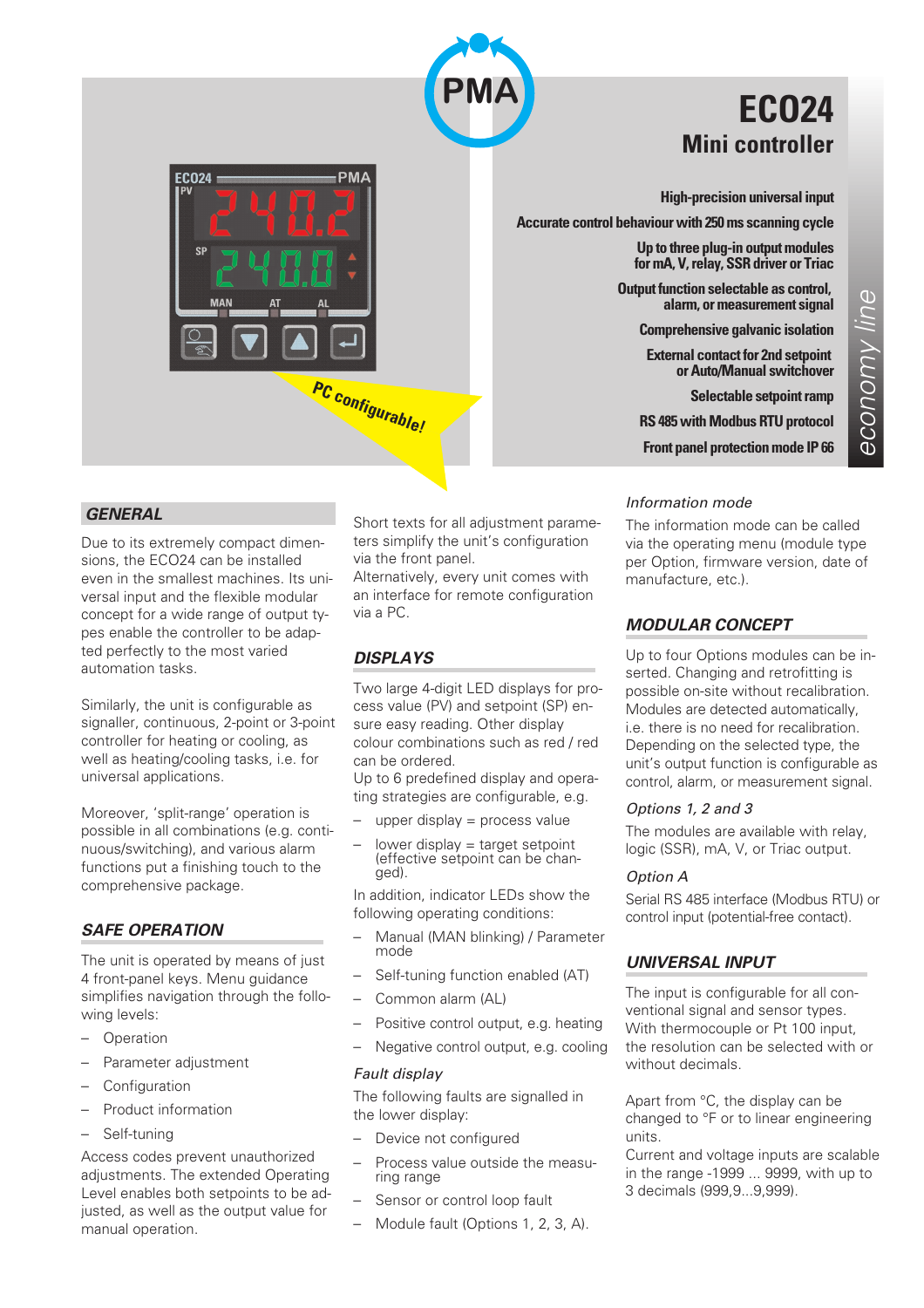# ECO24

## Mini controller

**High-precision universal input**

**Accurate control behaviour with 250 ms scanning cycle**

**Up to three plug-in output modules for mA, V, relay, SSR driver or Triac**

**Output function selectable as control, alarm, or measurement signal**

**Comprehensive galvanic isolation**

**External contact for 2nd setpoint or Auto/Manual switchover**

**Selectable setpoint ramp**

**RS 485 with Modbus RTU protocol**

**Front panel protection mode IP 66**

economy line

PC configurable!

## GENERAL

Due to its extremely compact dimensions, the ECO24 can be installed even in the smallest machines. Its universal input and the flexible modular concept for a wide range of output types enable the controller to be adapted perfectly to the most varied automation tasks.

Similarly, the unit is configurable as signaller, continuous, 2-point or 3-point controller for heating or cooling, as well as heating/cooling tasks, i.e. for universal applications.

Moreover, 'split-range' operation is possible in all combinations (e.g. continuous/switching), and various alarm functions put a finishing touch to the comprehensive package.

## SAFE OPERATION

The unit is operated by means of just 4 front-panel keys. Menu guidance simplifies navigation through the following levels:

- Operation
- Parameter adjustment
- Configuration
- Product information
- Self-tuning

Access codes prevent unauthorized adjustments. The extended Operating Level enables both setpoints to be adjusted, as well as the output value for manual operation.

Short texts for all adjustment parameters simplify the unit's configuration via the front panel.
Alternatively, every unit comes with an interface for remote configuration via a PC.

## DISPLAYS

Two large 4-digit LED displays for process value (PV) and setpoint (SP) ensure easy reading. Other display colour combinations such as red / red can be ordered.
Up to 6 predefined display and operating strategies are configurable, e.g.

- upper display = process value
- lower display = target setpoint (effective setpoint can be changed).

In addition, indicator LEDs show the following operating conditions:

- Manual (MAN blinking) / Parameter mode
- Self-tuning function enabled (AT)
- Common alarm (AL)
- Positive control output, e.g. heating
- Negative control output, e.g. cooling

*Fault display*

The following faults are signalled in the lower display:

- Device not configured
- Process value outside the measuring range
- Sensor or control loop fault
- Module fault (Options 1, 2, 3, A).

*Information mode*

The information mode can be called via the operating menu (module type per Option, firmware version, date of manufacture, etc.).

## MODULAR CONCEPT

Up to four Options modules can be inserted. Changing and retrofitting is possible on-site without recalibration. Modules are detected automatically, i.e. there is no need for recalibration. Depending on the selected type, the unit's output function is configurable as control, alarm, or measurement signal.

*Options 1, 2 and 3*

The modules are available with relay, logic (SSR), mA, V, or Triac output.

*Option A*

Serial RS 485 interface (Modbus RTU) or control input (potential-free contact).

## UNIVERSAL INPUT

The input is configurable for all conventional signal and sensor types. With thermocouple or Pt 100 input, the resolution can be selected with or without decimals.

Apart from °C, the display can be changed to °F or to linear engineering units.
Current and voltage inputs are scalable in the range -1999 ... 9999, with up to 3 decimals (999,9...9,999).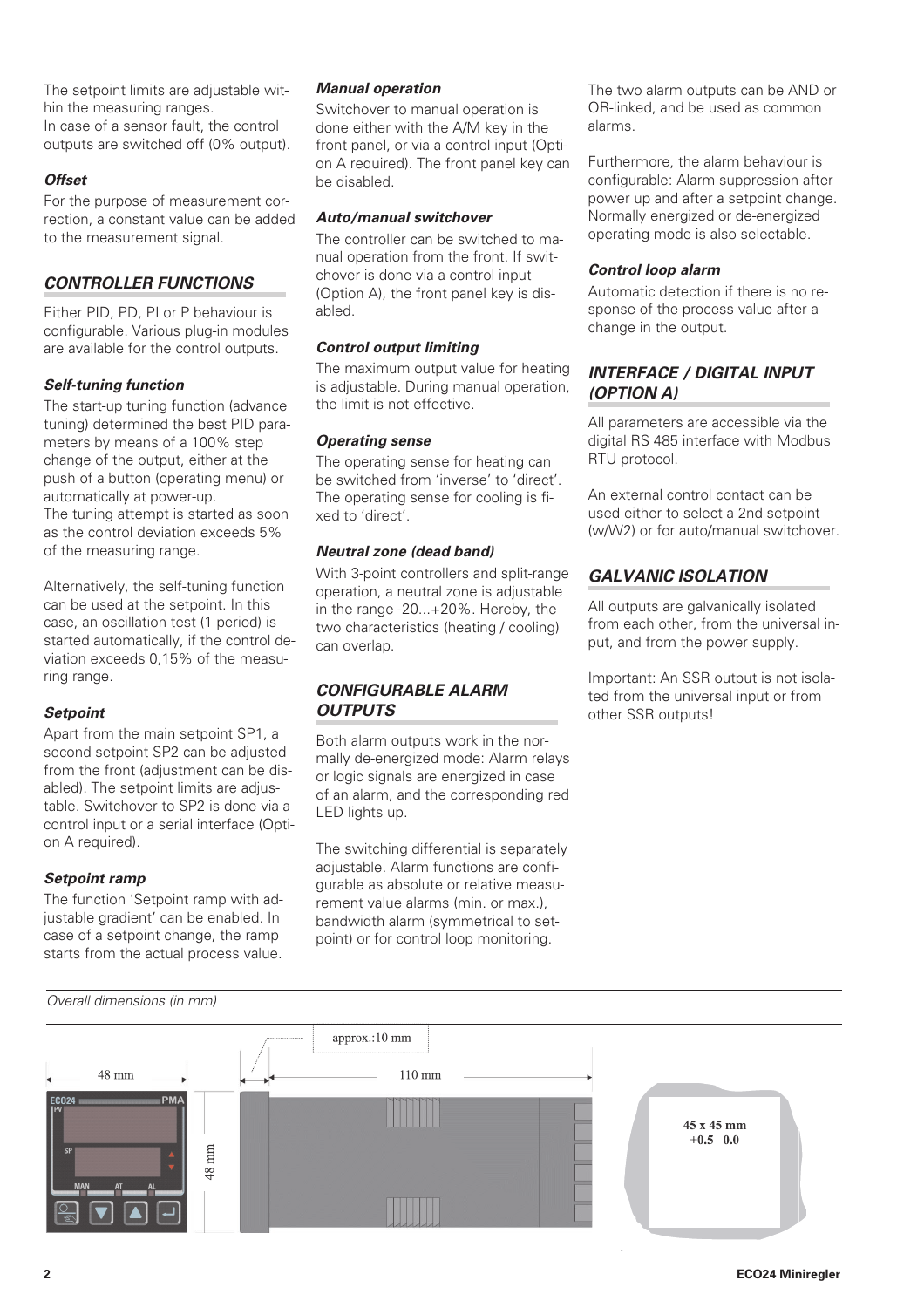The setpoint limits are adjustable within the measuring ranges.
In case of a sensor fault, the control outputs are switched off (0% output).

### *Offset*

For the purpose of measurement correction, a constant value can be added to the measurement signal.

## *CONTROLLER FUNCTIONS*

Either PID, PD, PI or P behaviour is configurable. Various plug-in modules are available for the control outputs.

### *Self-tuning function*

The start-up tuning function (advance tuning) determined the best PID parameters by means of a 100% step change of the output, either at the push of a button (operating menu) or automatically at power-up.
The tuning attempt is started as soon as the control deviation exceeds 5% of the measuring range.

Alternatively, the self-tuning function can be used at the setpoint. In this case, an oscillation test (1 period) is started automatically, if the control deviation exceeds 0,15% of the measuring range.

### *Setpoint*

Apart from the main setpoint SP1, a second setpoint SP2 can be adjusted from the front (adjustment can be disabled). The setpoint limits are adjustable. Switchover to SP2 is done via a control input or a serial interface (Option A required).

### *Setpoint ramp*

The function 'Setpoint ramp with adjustable gradient' can be enabled. In case of a setpoint change, the ramp starts from the actual process value.

### *Manual operation*

Switchover to manual operation is done either with the A/M key in the front panel, or via a control input (Option A required). The front panel key can be disabled.

### *Auto/manual switchover*

The controller can be switched to manual operation from the front. If switchover is done via a control input (Option A), the front panel key is disabled.

### *Control output limiting*

The maximum output value for heating is adjustable. During manual operation, the limit is not effective.

### *Operating sense*

The operating sense for heating can be switched from 'inverse' to 'direct'. The operating sense for cooling is fixed to 'direct'.

### *Neutral zone (dead band)*

With 3-point controllers and split-range operation, a neutral zone is adjustable in the range -20...+20%. Hereby, the two characteristics (heating / cooling) can overlap.

## *CONFIGURABLE ALARM OUTPUTS*

Both alarm outputs work in the normally de-energized mode: Alarm relays or logic signals are energized in case of an alarm, and the corresponding red LED lights up.

The switching differential is separately adjustable. Alarm functions are configurable as absolute or relative measurement value alarms (min. or max.), bandwidth alarm (symmetrical to setpoint) or for control loop monitoring.

The two alarm outputs can be AND or OR-linked, and be used as common alarms.

Furthermore, the alarm behaviour is configurable: Alarm suppression after power up and after a setpoint change. Normally energized or de-energized operating mode is also selectable.

### *Control loop alarm*

Automatic detection if there is no response of the process value after a change in the output.

## *INTERFACE / DIGITAL INPUT (OPTION A)*

All parameters are accessible via the digital RS 485 interface with Modbus RTU protocol.

An external control contact can be used either to select a 2nd setpoint (w/W2) or for auto/manual switchover.

## *GALVANIC ISOLATION*

All outputs are galvanically isolated from each other, from the universal input, and from the power supply.

Important: An SSR output is not isolated from the universal input or from other SSR outputs!

*Overall dimensions (in mm)*

48 mm | 48 mm | approx.:10 mm | 110 mm | 45 x 45 mm +0.5 –0.0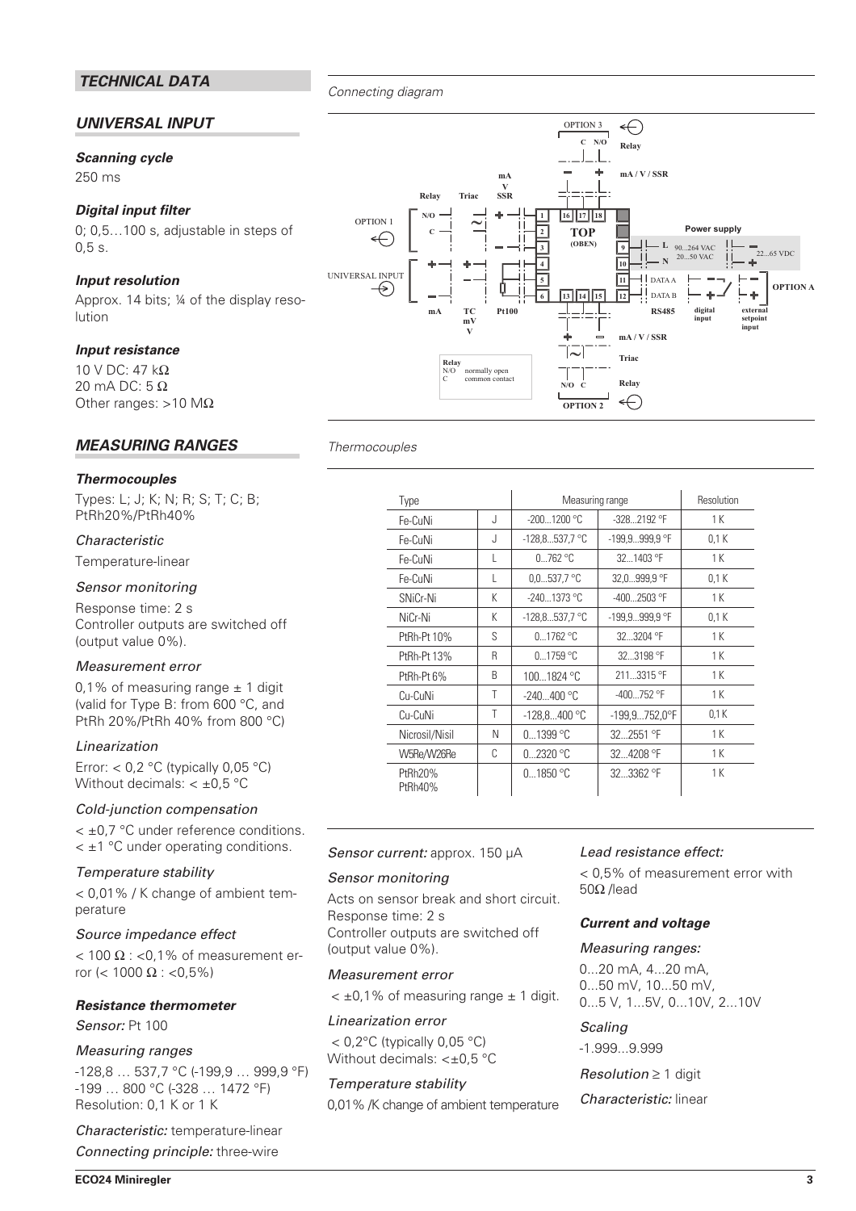## TECHNICAL DATA

### UNIVERSAL INPUT

***Scanning cycle***

250 ms

***Digital input filter***

0; 0,5…100 s, adjustable in steps of 0,5 s.

***Input resolution***

Approx. 14 bits; ¼ of the display resolution

***Input resistance***

10 V DC: 47 kΩ
20 mA DC: 5 Ω
Other ranges: >10 MΩ

### MEASURING RANGES

***Thermocouples***

Types: L; J; K; N; R; S; T; C; B; PtRh20%/PtRh40%

*Characteristic*

Temperature-linear

*Sensor monitoring*

Response time: 2 s
Controller outputs are switched off (output value 0%).

*Measurement error*

0,1% of measuring range ± 1 digit (valid for Type B: from 600 °C, and PtRh 20%/PtRh 40% from 800 °C)

*Linearization*

Error: < 0,2 °C (typically 0,05 °C)
Without decimals: < ±0,5 °C

*Cold-junction compensation*

< ±0,7 °C under reference conditions.
< ±1 °C under operating conditions.

*Temperature stability*

< 0,01% / K change of ambient temperature

*Source impedance effect*

< 100 Ω : <0,1% of measurement error (< 1000 Ω : <0,5%)

***Resistance thermometer***

*Sensor:* Pt 100

*Measuring ranges*

-128,8 … 537,7 °C (-199,9 … 999,9 °F)
-199 … 800 °C (-328 … 1472 °F)
Resolution: 0,1 K or 1 K

*Characteristic:* temperature-linear

*Connecting principle:* three-wire

*Connecting diagram*

*Thermocouples*

| Type | | Measuring range | | Resolution |
|---|---|---|---|---|
| Fe-CuNi | J | -200...1200 °C | -328...2192 °F | 1 K |
| Fe-CuNi | J | -128,8...537,7 °C | -199,9...999,9 °F | 0,1 K |
| Fe-CuNi | L | 0...762 °C | 32...1403 °F | 1 K |
| Fe-CuNi | L | 0,0...537,7 °C | 32,0...999,9 °F | 0,1 K |
| SNiCr-Ni | K | -240...1373 °C | -400...2503 °F | 1 K |
| NiCr-Ni | K | -128,8...537,7 °C | -199,9...999,9 °F | 0,1 K |
| PtRh-Pt 10% | S | 0...1762 °C | 32...3204 °F | 1 K |
| PtRh-Pt 13% | R | 0...1759 °C | 32...3198 °F | 1 K |
| PtRh-Pt 6% | B | 100...1824 °C | 211...3315 °F | 1 K |
| Cu-CuNi | T | -240...400 °C | -400...752 °F | 1 K |
| Cu-CuNi | T | -128,8...400 °C | -199,9...752,0°F | 0,1 K |
| Nicrosil/Nisil | N | 0...1399 °C | 32...2551 °F | 1 K |
| W5Re/W26Re | C | 0...2320 °C | 32...4208 °F | 1 K |
| PtRh20% PtRh40% | | 0...1850 °C | 32...3362 °F | 1 K |

*Sensor current:* approx. 150 µA

*Sensor monitoring*

Acts on sensor break and short circuit.
Response time: 2 s
Controller outputs are switched off (output value 0%).

*Measurement error*

< ±0,1% of measuring range ± 1 digit.

*Linearization error*

< 0,2°C (typically 0,05 °C)
Without decimals: <±0,5 °C

*Temperature stability*

0,01% /K change of ambient temperature

*Lead resistance effect:*

< 0,5% of measurement error with 50Ω /lead

***Current and voltage***

*Measuring ranges:*

0...20 mA, 4...20 mA,
0...50 mV, 10...50 mV,
0...5 V, 1...5V, 0...10V, 2...10V

*Scaling*

-1.999...9.999

*Resolution* ≥ 1 digit

*Characteristic:* linear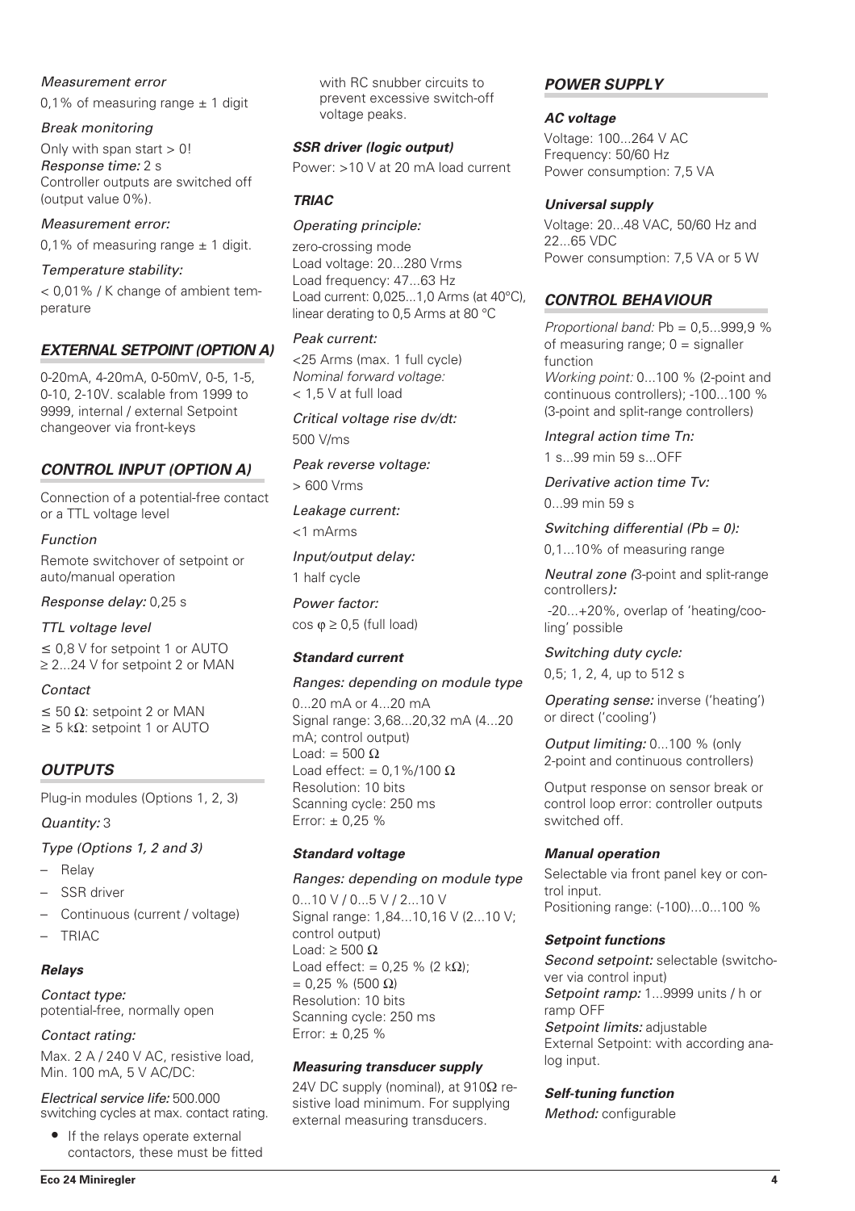*Measurement error*

0,1% of measuring range ± 1 digit

*Break monitoring*

Only with span start > 0!
*Response time:* 2 s
Controller outputs are switched off (output value 0%).

*Measurement error:*

0,1% of measuring range ± 1 digit.

*Temperature stability:*

< 0,01% / K change of ambient temperature

## EXTERNAL SETPOINT (OPTION A)

0-20mA, 4-20mA, 0-50mV, 0-5, 1-5, 0-10, 2-10V. scalable from 1999 to 9999, internal / external Setpoint changeover via front-keys

## CONTROL INPUT (OPTION A)

Connection of a potential-free contact or a TTL voltage level

*Function*

Remote switchover of setpoint or auto/manual operation

*Response delay:* 0,25 s

*TTL voltage level*

≤ 0,8 V for setpoint 1 or AUTO
≥ 2...24 V for setpoint 2 or MAN

*Contact*

≤ 50 Ω: setpoint 2 or MAN
≥ 5 kΩ: setpoint 1 or AUTO

## OUTPUTS

Plug-in modules (Options 1, 2, 3)

*Quantity:* 3

*Type (Options 1, 2 and 3)*

- Relay
- SSR driver
- Continuous (current / voltage)
- TRIAC

### Relays

*Contact type:*
potential-free, normally open

*Contact rating:*

Max. 2 A / 240 V AC, resistive load, Min. 100 mA, 5 V AC/DC:

*Electrical service life:* 500.000 switching cycles at max. contact rating.

- If the relays operate external contactors, these must be fitted with RC snubber circuits to prevent excessive switch-off voltage peaks.

### SSR driver (logic output)

Power: >10 V at 20 mA load current

### TRIAC

*Operating principle:*

zero-crossing mode
Load voltage: 20...280 Vrms
Load frequency: 47...63 Hz
Load current: 0,025...1,0 Arms (at 40°C), linear derating to 0,5 Arms at 80 °C

*Peak current:*

<25 Arms (max. 1 full cycle)
*Nominal forward voltage:*
< 1,5 V at full load

*Critical voltage rise dv/dt:*

500 V/ms

*Peak reverse voltage:*

> 600 Vrms

*Leakage current:*

<1 mArms

*Input/output delay:*

1 half cycle

*Power factor:*

cos φ ≥ 0,5 (full load)

### Standard current

*Ranges: depending on module type*

0...20 mA or 4...20 mA
Signal range: 3,68...20,32 mA (4...20 mA; control output)
Load: = 500 Ω
Load effect: = 0,1%/100 Ω
Resolution: 10 bits
Scanning cycle: 250 ms
Error: ± 0,25 %

### Standard voltage

*Ranges: depending on module type*

0...10 V / 0...5 V / 2...10 V
Signal range: 1,84...10,16 V (2...10 V; control output)
Load: ≥ 500 Ω
Load effect: = 0,25 % (2 kΩ);
= 0,25 % (500 Ω)
Resolution: 10 bits
Scanning cycle: 250 ms
Error: ± 0,25 %

### Measuring transducer supply

24V DC supply (nominal), at 910Ω resistive load minimum. For supplying external measuring transducers.

## POWER SUPPLY

### AC voltage

Voltage: 100...264 V AC
Frequency: 50/60 Hz
Power consumption: 7,5 VA

### Universal supply

Voltage: 20...48 VAC, 50/60 Hz and 22...65 VDC
Power consumption: 7,5 VA or 5 W

## CONTROL BEHAVIOUR

*Proportional band:* Pb = 0,5...999,9 % of measuring range; 0 = signaller function
*Working point:* 0...100 % (2-point and continuous controllers); -100...100 % (3-point and split-range controllers)

*Integral action time Tn:*

1 s...99 min 59 s...OFF

*Derivative action time Tv:*

0...99 min 59 s

*Switching differential (Pb = 0):*

0,1...10% of measuring range

*Neutral zone (*3-point and split-range controllers*):*

-20...+20%, overlap of 'heating/cooling' possible

*Switching duty cycle:*

0,5; 1, 2, 4, up to 512 s

*Operating sense:* inverse ('heating') or direct ('cooling')

*Output limiting:* 0...100 % (only 2-point and continuous controllers)

Output response on sensor break or control loop error: controller outputs switched off.

### Manual operation

Selectable via front panel key or control input.
Positioning range: (-100)...0...100 %

### Setpoint functions

*Second setpoint:* selectable (switchover via control input)
*Setpoint ramp:* 1...9999 units / h or ramp OFF
*Setpoint limits:* adjustable
External Setpoint: with according analog input.

### Self-tuning function

*Method:* configurable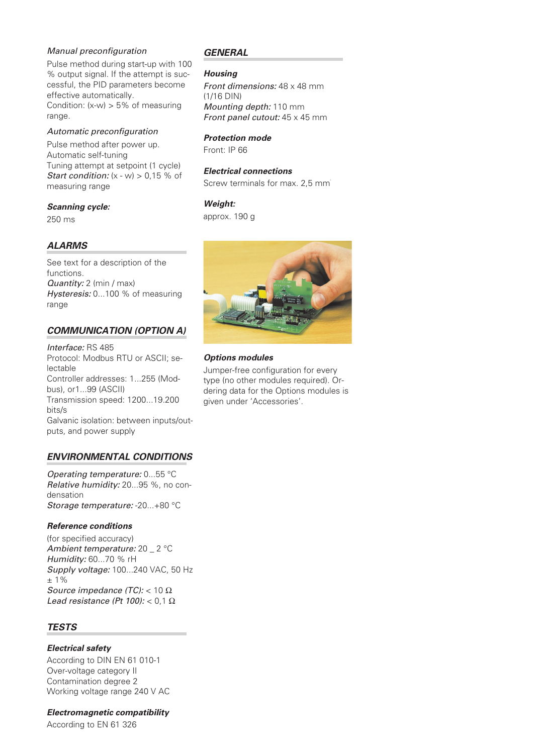*Manual preconfiguration*

Pulse method during start-up with 100 % output signal. If the attempt is successful, the PID parameters become effective automatically.
Condition: (x-w) > 5% of measuring range.

*Automatic preconfiguration*

Pulse method after power up.
Automatic self-tuning
Tuning attempt at setpoint (1 cycle)
*Start condition:* (x - w) > 0,15 % of measuring range

***Scanning cycle:***

250 ms

## ALARMS

See text for a description of the functions.
*Quantity:* 2 (min / max)
*Hysteresis:* 0...100 % of measuring range

## COMMUNICATION (OPTION A)

*Interface:* RS 485
Protocol: Modbus RTU or ASCII; selectable
Controller addresses: 1...255 (Modbus), or1...99 (ASCII)
Transmission speed: 1200...19.200 bits/s
Galvanic isolation: between inputs/outputs, and power supply

## ENVIRONMENTAL CONDITIONS

*Operating temperature:* 0...55 °C
*Relative humidity:* 20...95 %, no condensation
*Storage temperature:* -20...+80 °C

### Reference conditions

(for specified accuracy)
*Ambient temperature:* 20 _ 2 °C
*Humidity:* 60...70 % rH
*Supply voltage:* 100...240 VAC, 50 Hz ± 1%
*Source impedance (TC):* < 10 Ω
*Lead resistance (Pt 100):* < 0,1 Ω

## TESTS

### Electrical safety

According to DIN EN 61 010-1
Over-voltage category II
Contamination degree 2
Working voltage range 240 V AC

### Electromagnetic compatibility

According to EN 61 326

## GENERAL

### Housing

*Front dimensions:* 48 x 48 mm (1/16 DIN)
*Mounting depth:* 110 mm
*Front panel cutout:* 45 x 45 mm

### Protection mode

Front: IP 66

### Electrical connections

Screw terminals for max. 2,5 mm²

### Weight:

approx. 190 g

### Options modules

Jumper-free configuration for every type (no other modules required). Ordering data for the Options modules is given under 'Accessories'.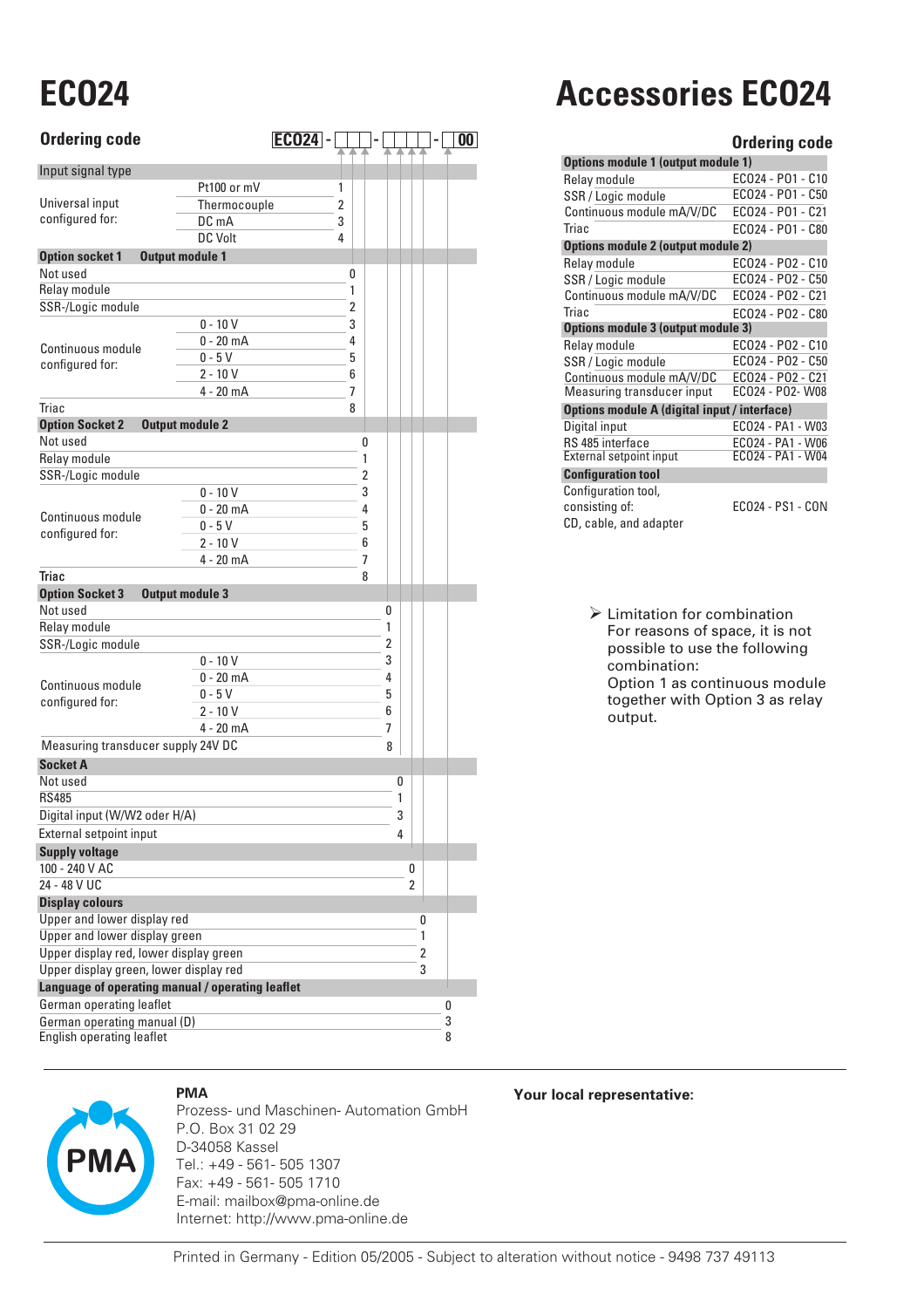# ECO24

## Ordering code

ECO24 - [ ][ ][ ] - [ ][ ][ ][ ] - [ ] 00

| | | |
|---|---|---|
| **Input signal type** | | |
| Universal input configured for: | Pt100 or mV | 1 |
| | Thermocouple | 2 |
| | DC mA | 3 |
| | DC Volt | 4 |
| **Option socket 1 Output module 1** | | |
| Not used | | 0 |
| Relay module | | 1 |
| SSR-/Logic module | | 2 |
| Continuous module configured for: | 0 - 10 V | 3 |
| | 0 - 20 mA | 4 |
| | 0 - 5 V | 5 |
| | 2 - 10 V | 6 |
| | 4 - 20 mA | 7 |
| Triac | | 8 |
| **Option Socket 2 Output module 2** | | |
| Not used | | 0 |
| Relay module | | 1 |
| SSR-/Logic module | | 2 |
| Continuous module configured for: | 0 - 10 V | 3 |
| | 0 - 20 mA | 4 |
| | 0 - 5 V | 5 |
| | 2 - 10 V | 6 |
| | 4 - 20 mA | 7 |
| Triac | | 8 |
| **Option Socket 3 Output module 3** | | |
| Not used | | 0 |
| Relay module | | 1 |
| SSR-/Logic module | | 2 |
| Continuous module configured for: | 0 - 10 V | 3 |
| | 0 - 20 mA | 4 |
| | 0 - 5 V | 5 |
| | 2 - 10 V | 6 |
| | 4 - 20 mA | 7 |
| Measuring transducer supply 24V DC | | 8 |
| **Socket A** | | |
| Not used | | 0 |
| RS485 | | 1 |
| Digital input (W/W2 oder H/A) | | 3 |
| External setpoint input | | 4 |
| **Supply voltage** | | |
| 100 - 240 V AC | | 0 |
| 24 - 48 V UC | | 2 |
| **Display colours** | | |
| Upper and lower display red | | 0 |
| Upper and lower display green | | 1 |
| Upper display red, lower display green | | 2 |
| Upper display green, lower display red | | 3 |
| **Language of operating manual / operating leaflet** | | |
| German operating leaflet | | 0 |
| German operating manual (D) | | 3 |
| English operating leaflet | | 8 |

# Accessories ECO24

## Ordering code

| | |
|---|---|
| **Options module 1 (output module 1)** | |
| Relay module | ECO24 - PO1 - C10 |
| SSR / Logic module | ECO24 - PO1 - C50 |
| Continuous module mA/V/DC | ECO24 - PO1 - C21 |
| Triac | ECO24 - PO1 - C80 |
| **Options module 2 (output module 2)** | |
| Relay module | ECO24 - PO2 - C10 |
| SSR / Logic module | ECO24 - PO2 - C50 |
| Continuous module mA/V/DC | ECO24 - PO2 - C21 |
| Triac | ECO24 - PO2 - C80 |
| **Options module 3 (output module 3)** | |
| Relay module | ECO24 - PO2 - C10 |
| SSR / Logic module | ECO24 - PO2 - C50 |
| Continuous module mA/V/DC | ECO24 - PO2 - C21 |
| Measuring transducer input | ECO24 - PO2- W08 |
| **Options module A (digital input / interface)** | |
| Digital input | ECO24 - PA1 - W03 |
| RS 485 interface | ECO24 - PA1 - W06 |
| External setpoint input | ECO24 - PA1 - W04 |
| **Configuration tool** | |
| Configuration tool, consisting of: CD, cable, and adapter | ECO24 - PS1 - CON |

➢ Limitation for combination
For reasons of space, it is not possible to use the following combination:
Option 1 as continuous module together with Option 3 as relay output.

**PMA**
Prozess- und Maschinen- Automation GmbH
P.O. Box 31 02 29
D-34058 Kassel
Tel.: +49 - 561- 505 1307
Fax: +49 - 561- 505 1710
E-mail: mailbox@pma-online.de
Internet: http://www.pma-online.de

**Your local representative:**

Printed in Germany - Edition 05/2005 - Subject to alteration without notice - 9498 737 49113